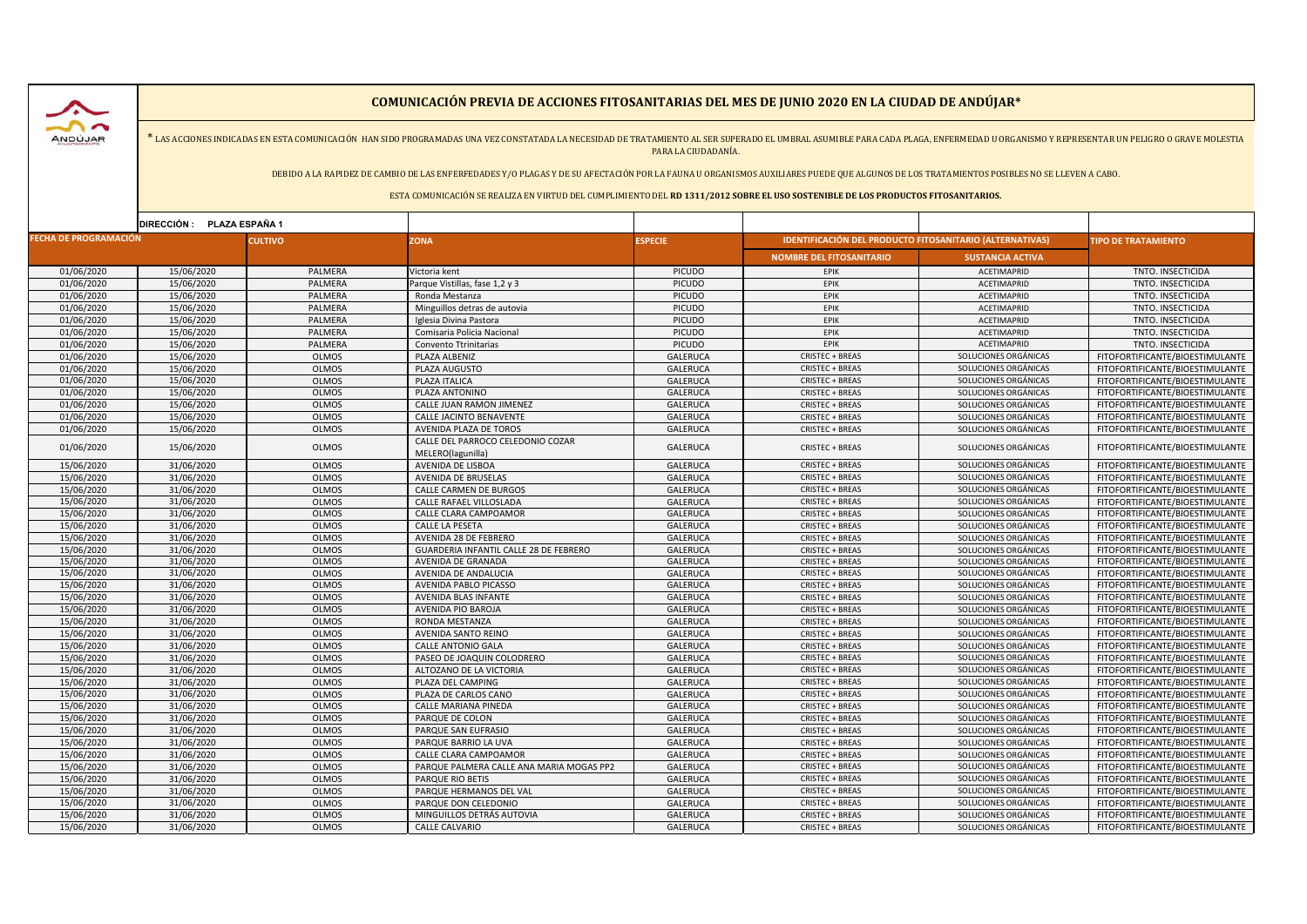# COMUNICACIÓN PREVIA DE ACCIONES FITOSANITARIAS DEL MES DE JUNIO 2020 EN LA CIUDAD DE ANDÚJAR*

* LAS ACCIONES INDICADAS EN ESTA COMUNICACIÓN HAN SIDO PROGRAMADAS UNA VEZ CONSTATADA LA NECESIDAD DE TRATAMIENTO AL SER SUPERADO EL UMBRAL ASUMIBLE PARA CADA PLAGA, ENFERMEDAD U ORGANISMO Y REPRESENTAR UN PELIGRO O GRAVE MOLESTIA PARA LA CIUDADANÍA.

DEBIDO A LA RAPIDEZ DE CAMBIO DE LAS ENFERFEDADES Y/O PLAGAS Y DE SU AFECTACIÓN POR LA FAUNA U ORGANISMOS AUXILIARES PUEDE QUE ALGUNOS DE LOS TRATAMIENTOS POSIBLES NO SE LLEVEN A CABO.

ESTA COMUNICACIÓN SE REALIZA EN VIRTUD DEL CUMPLIMIENTO DEL **RD 1311/2012 SOBRE EL USO SOSTENIBLE DE LOS PRODUCTOS FITOSANITARIOS.**

**DIRECCIÓN : PLAZA ESPAÑA 1**

| FECHA DE PROGRAMACIÓN | | CULTIVO | ZONA | ESPECIE | IDENTIFICACIÓN DEL PRODUCTO FITOSANITARIO (ALTERNATIVAS) | | TIPO DE TRATAMIENTO |
|---|---|---|---|---|---|---|---|
| | | | | | NOMBRE DEL FITOSANITARIO | SUSTANCIA ACTIVA | |
| 01/06/2020 | 15/06/2020 | PALMERA | Victoria kent | PICUDO | EPIK | ACETIMAPRID | TNTO. INSECTICIDA |
| 01/06/2020 | 15/06/2020 | PALMERA | Parque Vistillas, fase 1,2 y 3 | PICUDO | EPIK | ACETIMAPRID | TNTO. INSECTICIDA |
| 01/06/2020 | 15/06/2020 | PALMERA | Ronda Mestanza | PICUDO | EPIK | ACETIMAPRID | TNTO. INSECTICIDA |
| 01/06/2020 | 15/06/2020 | PALMERA | Minguillos detras de autovia | PICUDO | EPIK | ACETIMAPRID | TNTO. INSECTICIDA |
| 01/06/2020 | 15/06/2020 | PALMERA | Iglesia Divina Pastora | PICUDO | EPIK | ACETIMAPRID | TNTO. INSECTICIDA |
| 01/06/2020 | 15/06/2020 | PALMERA | Comisaria Policia Nacional | PICUDO | EPIK | ACETIMAPRID | TNTO. INSECTICIDA |
| 01/06/2020 | 15/06/2020 | PALMERA | Convento Ttrinitarias | PICUDO | EPIK | ACETIMAPRID | TNTO. INSECTICIDA |
| 01/06/2020 | 15/06/2020 | OLMOS | PLAZA ALBENIZ | GALERUCA | CRISTEC + BREAS | SOLUCIONES ORGÁNICAS | FITOFORTIFICANTE/BIOESTIMULANTE |
| 01/06/2020 | 15/06/2020 | OLMOS | PLAZA AUGUSTO | GALERUCA | CRISTEC + BREAS | SOLUCIONES ORGÁNICAS | FITOFORTIFICANTE/BIOESTIMULANTE |
| 01/06/2020 | 15/06/2020 | OLMOS | PLAZA ITALICA | GALERUCA | CRISTEC + BREAS | SOLUCIONES ORGÁNICAS | FITOFORTIFICANTE/BIOESTIMULANTE |
| 01/06/2020 | 15/06/2020 | OLMOS | PLAZA ANTONINO | GALERUCA | CRISTEC + BREAS | SOLUCIONES ORGÁNICAS | FITOFORTIFICANTE/BIOESTIMULANTE |
| 01/06/2020 | 15/06/2020 | OLMOS | CALLE JUAN RAMON JIMENEZ | GALERUCA | CRISTEC + BREAS | SOLUCIONES ORGÁNICAS | FITOFORTIFICANTE/BIOESTIMULANTE |
| 01/06/2020 | 15/06/2020 | OLMOS | CALLE JACINTO BENAVENTE | GALERUCA | CRISTEC + BREAS | SOLUCIONES ORGÁNICAS | FITOFORTIFICANTE/BIOESTIMULANTE |
| 01/06/2020 | 15/06/2020 | OLMOS | AVENIDA PLAZA DE TOROS | GALERUCA | CRISTEC + BREAS | SOLUCIONES ORGÁNICAS | FITOFORTIFICANTE/BIOESTIMULANTE |
| 01/06/2020 | 15/06/2020 | OLMOS | CALLE DEL PARROCO CELEDONIO COZAR MELERO(lagunilla) | GALERUCA | CRISTEC + BREAS | SOLUCIONES ORGÁNICAS | FITOFORTIFICANTE/BIOESTIMULANTE |
| 15/06/2020 | 31/06/2020 | OLMOS | AVENIDA DE LISBOA | GALERUCA | CRISTEC + BREAS | SOLUCIONES ORGÁNICAS | FITOFORTIFICANTE/BIOESTIMULANTE |
| 15/06/2020 | 31/06/2020 | OLMOS | AVENIDA DE BRUSELAS | GALERUCA | CRISTEC + BREAS | SOLUCIONES ORGÁNICAS | FITOFORTIFICANTE/BIOESTIMULANTE |
| 15/06/2020 | 31/06/2020 | OLMOS | CALLE CARMEN DE BURGOS | GALERUCA | CRISTEC + BREAS | SOLUCIONES ORGÁNICAS | FITOFORTIFICANTE/BIOESTIMULANTE |
| 15/06/2020 | 31/06/2020 | OLMOS | CALLE RAFAEL VILLOSLADA | GALERUCA | CRISTEC + BREAS | SOLUCIONES ORGÁNICAS | FITOFORTIFICANTE/BIOESTIMULANTE |
| 15/06/2020 | 31/06/2020 | OLMOS | CALLE CLARA CAMPOAMOR | GALERUCA | CRISTEC + BREAS | SOLUCIONES ORGÁNICAS | FITOFORTIFICANTE/BIOESTIMULANTE |
| 15/06/2020 | 31/06/2020 | OLMOS | CALLE LA PESETA | GALERUCA | CRISTEC + BREAS | SOLUCIONES ORGÁNICAS | FITOFORTIFICANTE/BIOESTIMULANTE |
| 15/06/2020 | 31/06/2020 | OLMOS | AVENIDA 28 DE FEBRERO | GALERUCA | CRISTEC + BREAS | SOLUCIONES ORGÁNICAS | FITOFORTIFICANTE/BIOESTIMULANTE |
| 15/06/2020 | 31/06/2020 | OLMOS | GUARDERIA INFANTIL CALLE 28 DE FEBRERO | GALERUCA | CRISTEC + BREAS | SOLUCIONES ORGÁNICAS | FITOFORTIFICANTE/BIOESTIMULANTE |
| 15/06/2020 | 31/06/2020 | OLMOS | AVENIDA DE GRANADA | GALERUCA | CRISTEC + BREAS | SOLUCIONES ORGÁNICAS | FITOFORTIFICANTE/BIOESTIMULANTE |
| 15/06/2020 | 31/06/2020 | OLMOS | AVENIDA DE ANDALUCIA | GALERUCA | CRISTEC + BREAS | SOLUCIONES ORGÁNICAS | FITOFORTIFICANTE/BIOESTIMULANTE |
| 15/06/2020 | 31/06/2020 | OLMOS | AVENIDA PABLO PICASSO | GALERUCA | CRISTEC + BREAS | SOLUCIONES ORGÁNICAS | FITOFORTIFICANTE/BIOESTIMULANTE |
| 15/06/2020 | 31/06/2020 | OLMOS | AVENIDA BLAS INFANTE | GALERUCA | CRISTEC + BREAS | SOLUCIONES ORGÁNICAS | FITOFORTIFICANTE/BIOESTIMULANTE |
| 15/06/2020 | 31/06/2020 | OLMOS | AVENIDA PIO BAROJA | GALERUCA | CRISTEC + BREAS | SOLUCIONES ORGÁNICAS | FITOFORTIFICANTE/BIOESTIMULANTE |
| 15/06/2020 | 31/06/2020 | OLMOS | RONDA MESTANZA | GALERUCA | CRISTEC + BREAS | SOLUCIONES ORGÁNICAS | FITOFORTIFICANTE/BIOESTIMULANTE |
| 15/06/2020 | 31/06/2020 | OLMOS | AVENIDA SANTO REINO | GALERUCA | CRISTEC + BREAS | SOLUCIONES ORGÁNICAS | FITOFORTIFICANTE/BIOESTIMULANTE |
| 15/06/2020 | 31/06/2020 | OLMOS | CALLE ANTONIO GALA | GALERUCA | CRISTEC + BREAS | SOLUCIONES ORGÁNICAS | FITOFORTIFICANTE/BIOESTIMULANTE |
| 15/06/2020 | 31/06/2020 | OLMOS | PASEO DE JOAQUIN COLODRERO | GALERUCA | CRISTEC + BREAS | SOLUCIONES ORGÁNICAS | FITOFORTIFICANTE/BIOESTIMULANTE |
| 15/06/2020 | 31/06/2020 | OLMOS | ALTOZANO DE LA VICTORIA | GALERUCA | CRISTEC + BREAS | SOLUCIONES ORGÁNICAS | FITOFORTIFICANTE/BIOESTIMULANTE |
| 15/06/2020 | 31/06/2020 | OLMOS | PLAZA DEL CAMPING | GALERUCA | CRISTEC + BREAS | SOLUCIONES ORGÁNICAS | FITOFORTIFICANTE/BIOESTIMULANTE |
| 15/06/2020 | 31/06/2020 | OLMOS | PLAZA DE CARLOS CANO | GALERUCA | CRISTEC + BREAS | SOLUCIONES ORGÁNICAS | FITOFORTIFICANTE/BIOESTIMULANTE |
| 15/06/2020 | 31/06/2020 | OLMOS | CALLE MARIANA PINEDA | GALERUCA | CRISTEC + BREAS | SOLUCIONES ORGÁNICAS | FITOFORTIFICANTE/BIOESTIMULANTE |
| 15/06/2020 | 31/06/2020 | OLMOS | PARQUE DE COLON | GALERUCA | CRISTEC + BREAS | SOLUCIONES ORGÁNICAS | FITOFORTIFICANTE/BIOESTIMULANTE |
| 15/06/2020 | 31/06/2020 | OLMOS | PARQUE SAN EUFRASIO | GALERUCA | CRISTEC + BREAS | SOLUCIONES ORGÁNICAS | FITOFORTIFICANTE/BIOESTIMULANTE |
| 15/06/2020 | 31/06/2020 | OLMOS | PARQUE BARRIO LA UVA | GALERUCA | CRISTEC + BREAS | SOLUCIONES ORGÁNICAS | FITOFORTIFICANTE/BIOESTIMULANTE |
| 15/06/2020 | 31/06/2020 | OLMOS | CALLE CLARA CAMPOAMOR | GALERUCA | CRISTEC + BREAS | SOLUCIONES ORGÁNICAS | FITOFORTIFICANTE/BIOESTIMULANTE |
| 15/06/2020 | 31/06/2020 | OLMOS | PARQUE PALMERA CALLE ANA MARIA MOGAS PP2 | GALERUCA | CRISTEC + BREAS | SOLUCIONES ORGÁNICAS | FITOFORTIFICANTE/BIOESTIMULANTE |
| 15/06/2020 | 31/06/2020 | OLMOS | PARQUE RIO BETIS | GALERUCA | CRISTEC + BREAS | SOLUCIONES ORGÁNICAS | FITOFORTIFICANTE/BIOESTIMULANTE |
| 15/06/2020 | 31/06/2020 | OLMOS | PARQUE HERMANOS DEL VAL | GALERUCA | CRISTEC + BREAS | SOLUCIONES ORGÁNICAS | FITOFORTIFICANTE/BIOESTIMULANTE |
| 15/06/2020 | 31/06/2020 | OLMOS | PARQUE DON CELEDONIO | GALERUCA | CRISTEC + BREAS | SOLUCIONES ORGÁNICAS | FITOFORTIFICANTE/BIOESTIMULANTE |
| 15/06/2020 | 31/06/2020 | OLMOS | MINGUILLOS DETRÁS AUTOVIA | GALERUCA | CRISTEC + BREAS | SOLUCIONES ORGÁNICAS | FITOFORTIFICANTE/BIOESTIMULANTE |
| 15/06/2020 | 31/06/2020 | OLMOS | CALLE CALVARIO | GALERUCA | CRISTEC + BREAS | SOLUCIONES ORGÁNICAS | FITOFORTIFICANTE/BIOESTIMULANTE |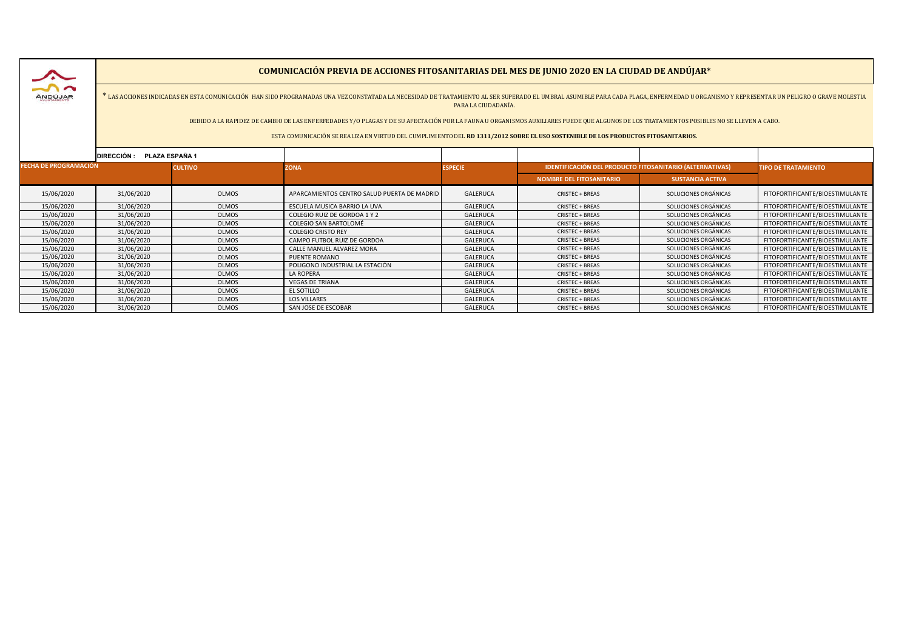# COMUNICACIÓN PREVIA DE ACCIONES FITOSANITARIAS DEL MES DE JUNIO 2020 EN LA CIUDAD DE ANDÚJAR*

* LAS ACCIONES INDICADAS EN ESTA COMUNICACIÓN HAN SIDO PROGRAMADAS UNA VEZ CONSTATADA LA NECESIDAD DE TRATAMIENTO AL SER SUPERADO EL UMBRAL ASUMIBLE PARA CADA PLAGA, ENFERMEDAD U ORGANISMO Y REPRESENTAR UN PELIGRO O GRAVE MOLESTIA PARA LA CIUDADANÍA.

DEBIDO A LA RAPIDEZ DE CAMBIO DE LAS ENFERFEDADES Y/O PLAGAS Y DE SU AFECTACIÓN POR LA FAUNA U ORGANISMOS AUXILIARES PUEDE QUE ALGUNOS DE LOS TRATAMIENTOS POSIBLES NO SE LLEVEN A CABO.

ESTA COMUNICACIÓN SE REALIZA EN VIRTUD DEL CUMPLIMIENTO DEL **RD 1311/2012 SOBRE EL USO SOSTENIBLE DE LOS PRODUCTOS FITOSANITARIOS.**

**DIRECCIÓN : PLAZA ESPAÑA 1**

| FECHA DE PROGRAMACIÓN | | CULTIVO | ZONA | ESPECIE | IDENTIFICACIÓN DEL PRODUCTO FITOSANITARIO (ALTERNATIVAS) | | TIPO DE TRATAMIENTO |
|---|---|---|---|---|---|---|---|
| | | | | | NOMBRE DEL FITOSANITARIO | SUSTANCIA ACTIVA | |
| 15/06/2020 | 31/06/2020 | OLMOS | APARCAMIENTOS CENTRO SALUD PUERTA DE MADRID | GALERUCA | CRISTEC + BREAS | SOLUCIONES ORGÁNICAS | FITOFORTIFICANTE/BIOESTIMULANTE |
| 15/06/2020 | 31/06/2020 | OLMOS | ESCUELA MUSICA BARRIO LA UVA | GALERUCA | CRISTEC + BREAS | SOLUCIONES ORGÁNICAS | FITOFORTIFICANTE/BIOESTIMULANTE |
| 15/06/2020 | 31/06/2020 | OLMOS | COLEGIO RUIZ DE GORDOA 1 Y 2 | GALERUCA | CRISTEC + BREAS | SOLUCIONES ORGÁNICAS | FITOFORTIFICANTE/BIOESTIMULANTE |
| 15/06/2020 | 31/06/2020 | OLMOS | COLEGIO SAN BARTOLOMÉ | GALERUCA | CRISTEC + BREAS | SOLUCIONES ORGÁNICAS | FITOFORTIFICANTE/BIOESTIMULANTE |
| 15/06/2020 | 31/06/2020 | OLMOS | COLEGIO CRISTO REY | GALERUCA | CRISTEC + BREAS | SOLUCIONES ORGÁNICAS | FITOFORTIFICANTE/BIOESTIMULANTE |
| 15/06/2020 | 31/06/2020 | OLMOS | CAMPO FUTBOL RUIZ DE GORDOA | GALERUCA | CRISTEC + BREAS | SOLUCIONES ORGÁNICAS | FITOFORTIFICANTE/BIOESTIMULANTE |
| 15/06/2020 | 31/06/2020 | OLMOS | CALLE MANUEL ALVAREZ MORA | GALERUCA | CRISTEC + BREAS | SOLUCIONES ORGÁNICAS | FITOFORTIFICANTE/BIOESTIMULANTE |
| 15/06/2020 | 31/06/2020 | OLMOS | PUENTE ROMANO | GALERUCA | CRISTEC + BREAS | SOLUCIONES ORGÁNICAS | FITOFORTIFICANTE/BIOESTIMULANTE |
| 15/06/2020 | 31/06/2020 | OLMOS | POLIGONO INDUSTRIAL LA ESTACIÓN | GALERUCA | CRISTEC + BREAS | SOLUCIONES ORGÁNICAS | FITOFORTIFICANTE/BIOESTIMULANTE |
| 15/06/2020 | 31/06/2020 | OLMOS | LA ROPERA | GALERUCA | CRISTEC + BREAS | SOLUCIONES ORGÁNICAS | FITOFORTIFICANTE/BIOESTIMULANTE |
| 15/06/2020 | 31/06/2020 | OLMOS | VEGAS DE TRIANA | GALERUCA | CRISTEC + BREAS | SOLUCIONES ORGÁNICAS | FITOFORTIFICANTE/BIOESTIMULANTE |
| 15/06/2020 | 31/06/2020 | OLMOS | EL SOTILLO | GALERUCA | CRISTEC + BREAS | SOLUCIONES ORGÁNICAS | FITOFORTIFICANTE/BIOESTIMULANTE |
| 15/06/2020 | 31/06/2020 | OLMOS | LOS VILLARES | GALERUCA | CRISTEC + BREAS | SOLUCIONES ORGÁNICAS | FITOFORTIFICANTE/BIOESTIMULANTE |
| 15/06/2020 | 31/06/2020 | OLMOS | SAN JOSE DE ESCOBAR | GALERUCA | CRISTEC + BREAS | SOLUCIONES ORGÁNICAS | FITOFORTIFICANTE/BIOESTIMULANTE |